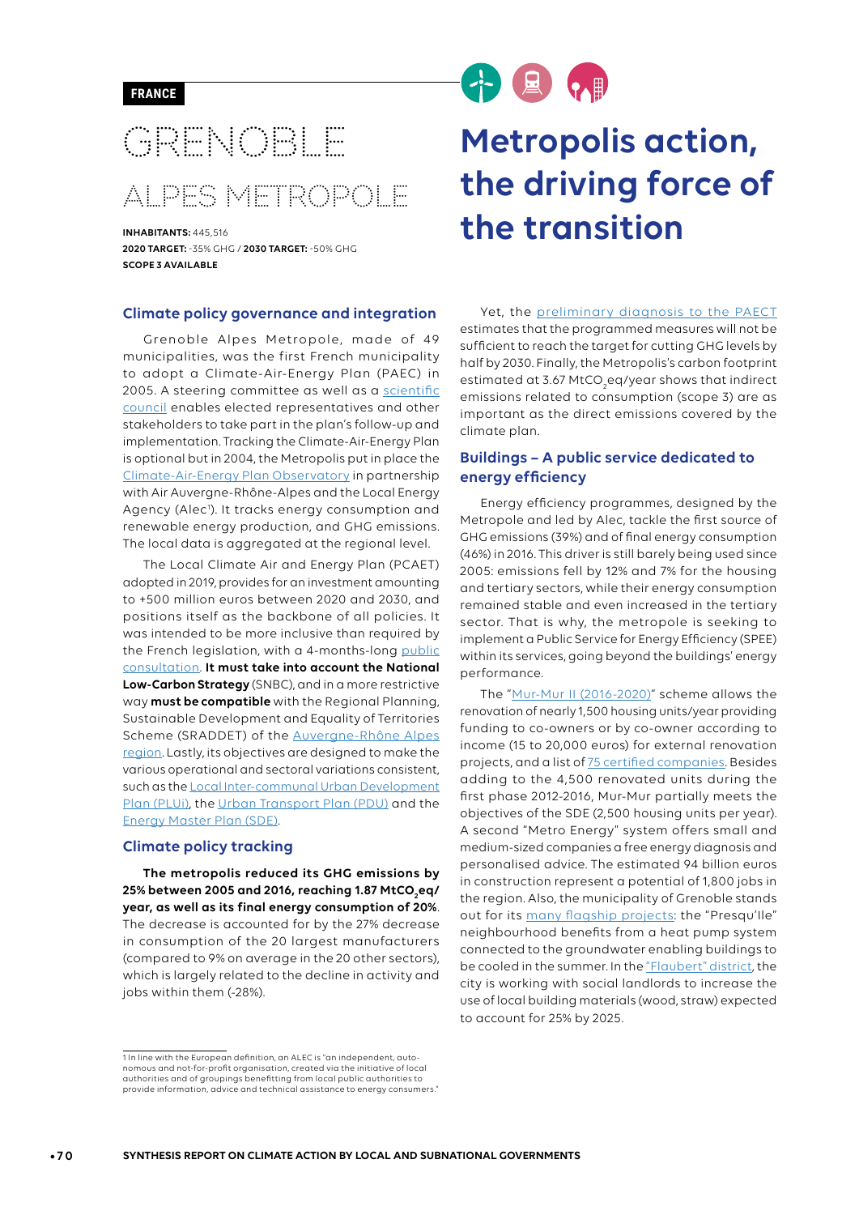FRANCE

# GRENOBLE ALPES METROPOLE

**INHABITANTS:** 445,516
**2020 TARGET:** -35% GHG / **2030 TARGET:** -50% GHG
**SCOPE 3 AVAILABLE**

# Metropolis action, the driving force of the transition

## Climate policy governance and integration

Grenoble Alpes Metropole, made of 49 municipalities, was the first French municipality to adopt a Climate-Air-Energy Plan (PAEC) in 2005. A steering committee as well as a scientific council enables elected representatives and other stakeholders to take part in the plan's follow-up and implementation. Tracking the Climate-Air-Energy Plan is optional but in 2004, the Metropolis put in place the Climate-Air-Energy Plan Observatory in partnership with Air Auvergne-Rhône-Alpes and the Local Energy Agency (Alec[1]). It tracks energy consumption and renewable energy production, and GHG emissions. The local data is aggregated at the regional level.

The Local Climate Air and Energy Plan (PCAET) adopted in 2019, provides for an investment amounting to +500 million euros between 2020 and 2030, and positions itself as the backbone of all policies. It was intended to be more inclusive than required by the French legislation, with a 4-months-long public consultation. **It must take into account the National Low-Carbon Strategy** (SNBC), and in a more restrictive way **must be compatible** with the Regional Planning, Sustainable Development and Equality of Territories Scheme (SRADDET) of the Auvergne-Rhône Alpes region. Lastly, its objectives are designed to make the various operational and sectoral variations consistent, such as the Local Inter-communal Urban Development Plan (PLUi), the Urban Transport Plan (PDU) and the Energy Master Plan (SDE).

## Climate policy tracking

**The metropolis reduced its GHG emissions by 25% between 2005 and 2016, reaching 1.87 $MtCO_2eq$/year, as well as its final energy consumption of 20%**. The decrease is accounted for by the 27% decrease in consumption of the 20 largest manufacturers (compared to 9% on average in the 20 other sectors), which is largely related to the decline in activity and jobs within them (-28%).

Yet, the preliminary diagnosis to the PAECT estimates that the programmed measures will not be sufficient to reach the target for cutting GHG levels by half by 2030. Finally, the Metropolis's carbon footprint estimated at 3.67 $MtCO_2eq$/year shows that indirect emissions related to consumption (scope 3) are as important as the direct emissions covered by the climate plan.

## Buildings – A public service dedicated to energy efficiency

Energy efficiency programmes, designed by the Metropole and led by Alec, tackle the first source of GHG emissions (39%) and of final energy consumption (46%) in 2016. This driver is still barely being used since 2005: emissions fell by 12% and 7% for the housing and tertiary sectors, while their energy consumption remained stable and even increased in the tertiary sector. That is why, the metropole is seeking to implement a Public Service for Energy Efficiency (SPEE) within its services, going beyond the buildings' energy performance.

The "Mur-Mur II (2016-2020)" scheme allows the renovation of nearly 1,500 housing units/year providing funding to co-owners or by co-owner according to income (15 to 20,000 euros) for external renovation projects, and a list of 75 certified companies. Besides adding to the 4,500 renovated units during the first phase 2012-2016, Mur-Mur partially meets the objectives of the SDE (2,500 housing units per year). A second "Metro Energy" system offers small and medium-sized companies a free energy diagnosis and personalised advice. The estimated 94 billion euros in construction represent a potential of 1,800 jobs in the region. Also, the municipality of Grenoble stands out for its many flagship projects: the "Presqu'Ile" neighbourhood benefits from a heat pump system connected to the groundwater enabling buildings to be cooled in the summer. In the "Flaubert" district, the city is working with social landlords to increase the use of local building materials (wood, straw) expected to account for 25% by 2025.

[1] In line with the European definition, an ALEC is "an independent, autonomous and not-for-profit organisation, created via the initiative of local authorities and of groupings benefitting from local public authorities to provide information, advice and technical assistance to energy consumers."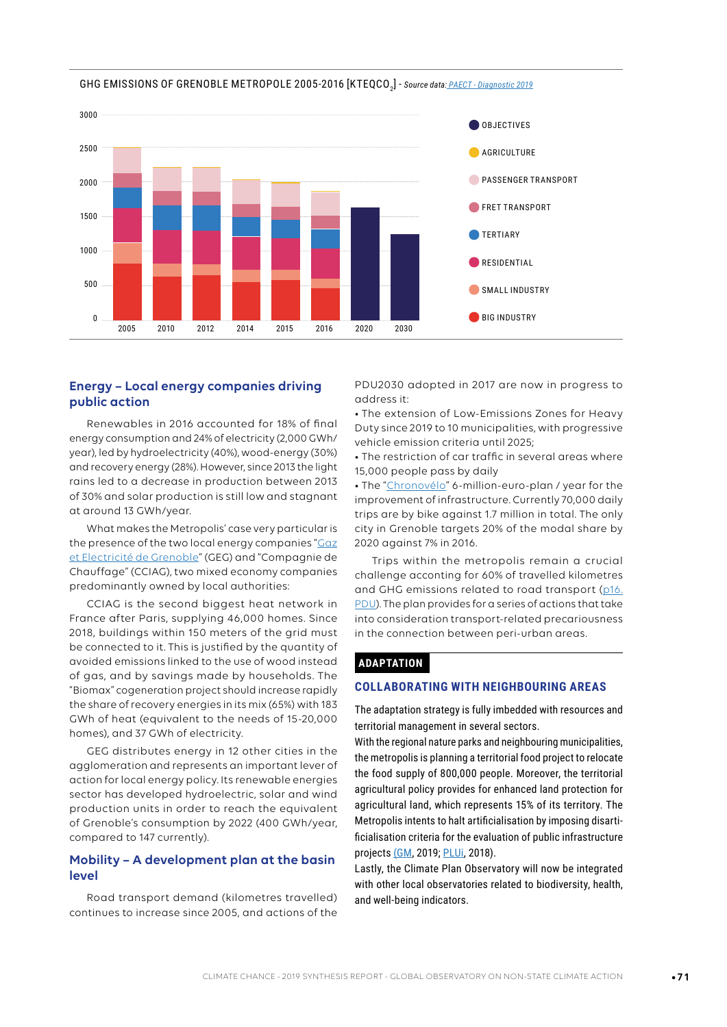GHG EMISSIONS OF GRENOBLE METROPOLE 2005-2016 [KTEQCO$_2$] - *Source data: PAECT - Diagnostic 2019*

3000
2500
2000
1500
1000
500
0

2005 2010 2012 2014 2015 2016 2020 2030

OBJECTIVES
AGRICULTURE
PASSENGER TRANSPORT
FRET TRANSPORT
TERTIARY
RESIDENTIAL
SMALL INDUSTRY
BIG INDUSTRY

## Energy – Local energy companies driving public action

Renewables in 2016 accounted for 18% of final energy consumption and 24% of electricity (2,000 GWh/year), led by hydroelectricity (40%), wood-energy (30%) and recovery energy (28%). However, since 2013 the light rains led to a decrease in production between 2013 of 30% and solar production is still low and stagnant at around 13 GWh/year.

What makes the Metropolis' case very particular is the presence of the two local energy companies "Gaz et Electricité de Grenoble" (GEG) and "Compagnie de Chauffage" (CCIAG), two mixed economy companies predominantly owned by local authorities:

CCIAG is the second biggest heat network in France after Paris, supplying 46,000 homes. Since 2018, buildings within 150 meters of the grid must be connected to it. This is justified by the quantity of avoided emissions linked to the use of wood instead of gas, and by savings made by households. The "Biomax" cogeneration project should increase rapidly the share of recovery energies in its mix (65%) with 183 GWh of heat (equivalent to the needs of 15-20,000 homes), and 37 GWh of electricity.

GEG distributes energy in 12 other cities in the agglomeration and represents an important lever of action for local energy policy. Its renewable energies sector has developed hydroelectric, solar and wind production units in order to reach the equivalent of Grenoble's consumption by 2022 (400 GWh/year, compared to 147 currently).

## Mobility – A development plan at the basin level

Road transport demand (kilometres travelled) continues to increase since 2005, and actions of the PDU2030 adopted in 2017 are now in progress to address it:

- The extension of Low-Emissions Zones for Heavy Duty since 2019 to 10 municipalities, with progressive vehicle emission criteria until 2025;
- The restriction of car traffic in several areas where 15,000 people pass by daily
- The "Chronovélo" 6-million-euro-plan / year for the improvement of infrastructure. Currently 70,000 daily trips are by bike against 1.7 million in total. The only city in Grenoble targets 20% of the modal share by 2020 against 7% in 2016.

Trips within the metropolis remain a crucial challenge acconting for 60% of travelled kilometres and GHG emissions related to road transport (p16. PDU). The plan provides for a series of actions that take into consideration transport-related precariousness in the connection between peri-urban areas.

## ADAPTATION

### COLLABORATING WITH NEIGHBOURING AREAS

The adaptation strategy is fully imbedded with resources and territorial management in several sectors.

With the regional nature parks and neighbouring municipalities, the metropolis is planning a territorial food project to relocate the food supply of 800,000 people. Moreover, the territorial agricultural policy provides for enhanced land protection for agricultural land, which represents 15% of its territory. The Metropolis intents to halt artificialisation by imposing disartificialisation criteria for the evaluation of public infrastructure projects (GM, 2019; PLUi, 2018).

Lastly, the Climate Plan Observatory will now be integrated with other local observatories related to biodiversity, health, and well-being indicators.